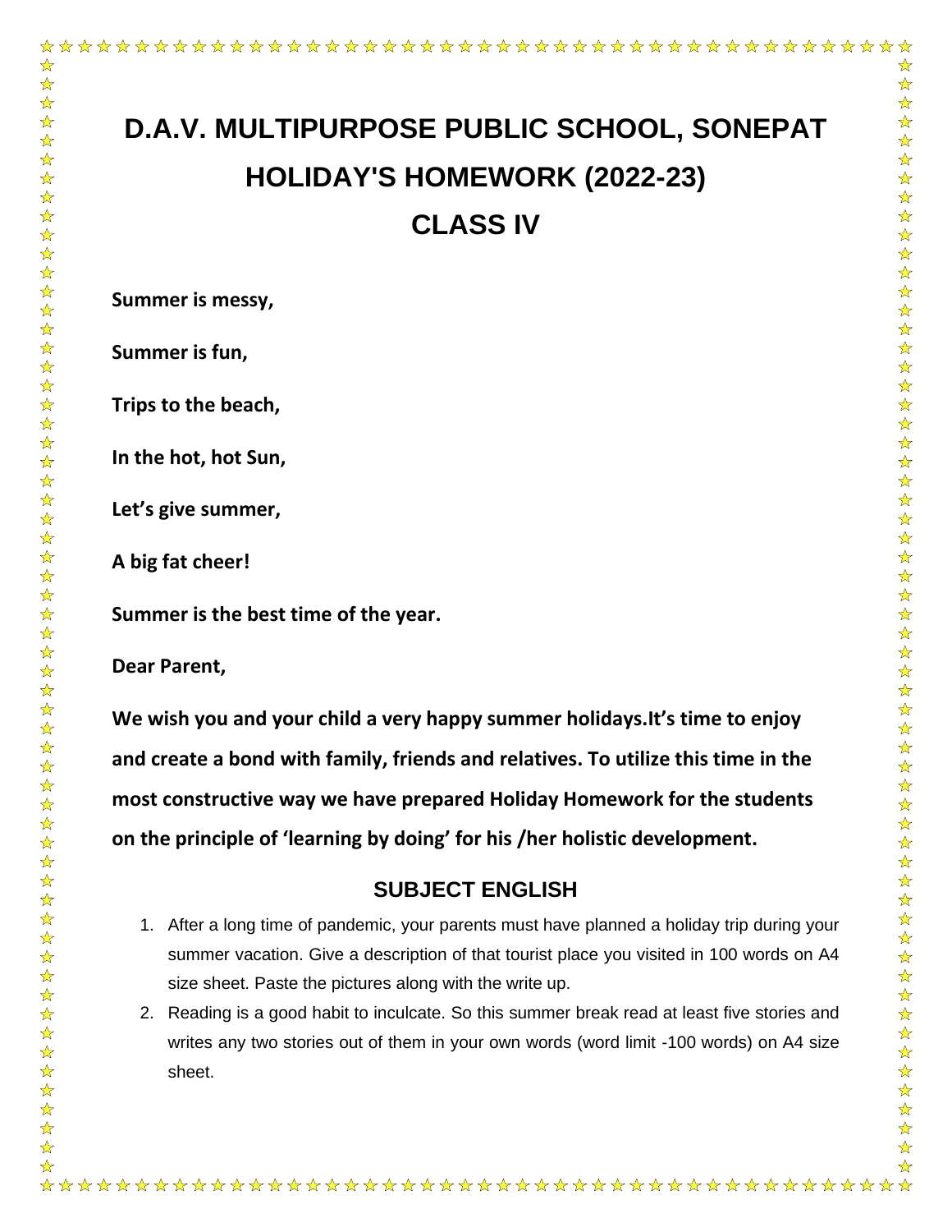# D.A.V. MULTIPURPOSE PUBLIC SCHOOL, SONEPAT

# HOLIDAY'S HOMEWORK (2022-23)

# CLASS IV

**Summer is messy,**

**Summer is fun,**

**Trips to the beach,**

**In the hot, hot Sun,**

**Let's give summer,**

**A big fat cheer!**

**Summer is the best time of the year.**

**Dear Parent,**

**We wish you and your child a very happy summer holidays.It's time to enjoy and create a bond with family, friends and relatives. To utilize this time in the most constructive way we have prepared Holiday Homework for the students on the principle of 'learning by doing' for his /her holistic development.**

## SUBJECT ENGLISH

1. After a long time of pandemic, your parents must have planned a holiday trip during your summer vacation. Give a description of that tourist place you visited in 100 words on A4 size sheet. Paste the pictures along with the write up.
2. Reading is a good habit to inculcate. So this summer break read at least five stories and writes any two stories out of them in your own words (word limit -100 words) on A4 size sheet.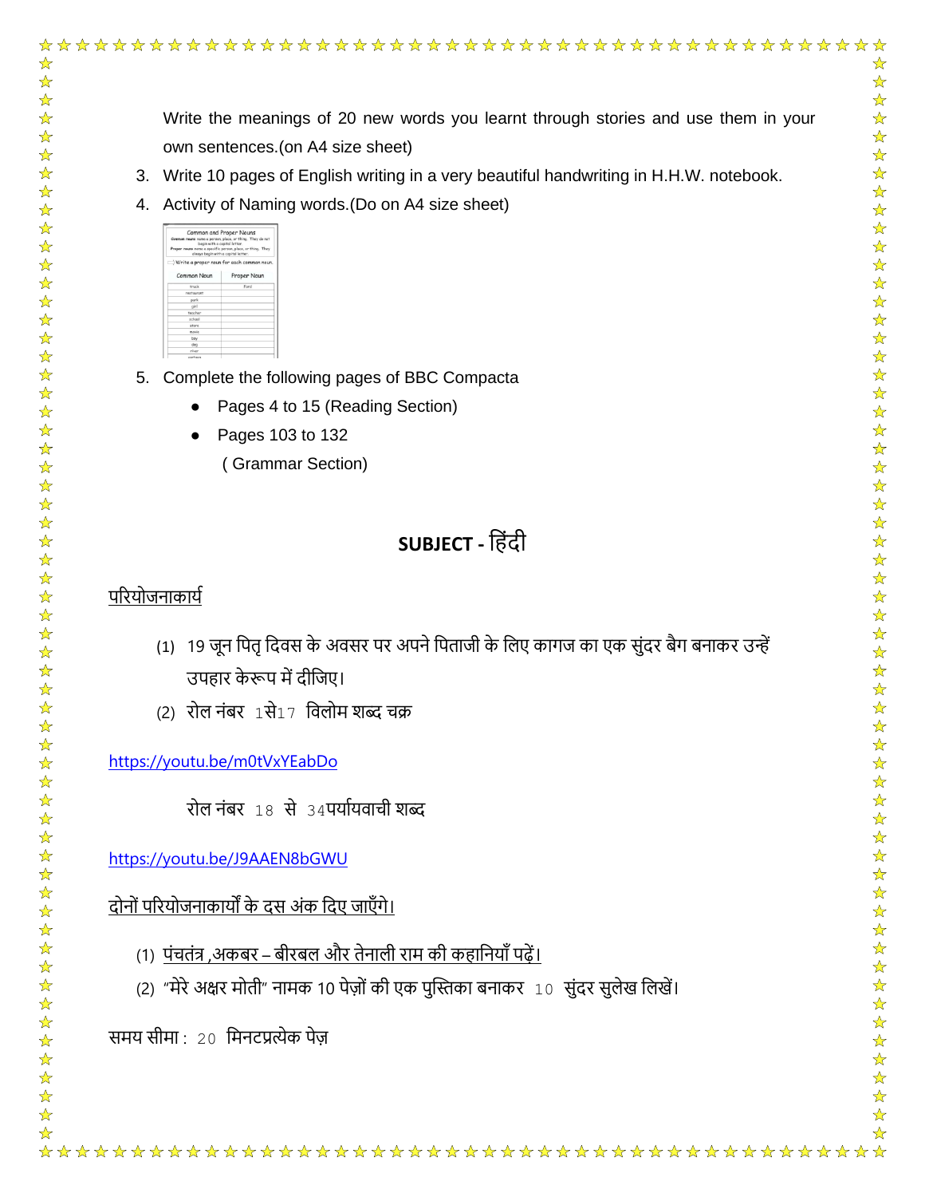Write the meanings of 20 new words you learnt through stories and use them in your own sentences.(on A4 size sheet)

3. Write 10 pages of English writing in a very beautiful handwriting in H.H.W. notebook.
4. Activity of Naming words.(Do on A4 size sheet)

5. Complete the following pages of BBC Compacta
   - Pages 4 to 15 (Reading Section)
   - Pages 103 to 132

     ( Grammar Section)

## SUBJECT - हिंदी

<u>परियोजनाकार्य</u>

(1) 19 जून पितृ दिवस के अवसर पर अपने पिताजी के लिए कागज का एक सुंदर बैग बनाकर उन्हें उपहार केरूप में दीजिए।

(2) रोल नंबर 1से17 विलोम शब्द चक्र

https://youtu.be/m0tVxYEabDo

रोल नंबर 18 से 34पर्यायवाची शब्द

https://youtu.be/J9AAEN8bGWU

<u>दोनों परियोजनाकार्यों के दस अंक दिए जाएँगे।</u>

(1) <u>पंचतंत्र ,अकबर – बीरबल और तेनाली राम की कहानियाँ पढ़ें।</u>

(2) "मेरे अक्षर मोती" नामक 10 पेज़ों की एक पुस्तिका बनाकर 10 सुंदर सुलेख लिखें।

समय सीमा : 20 मिनटप्रत्येक पेज़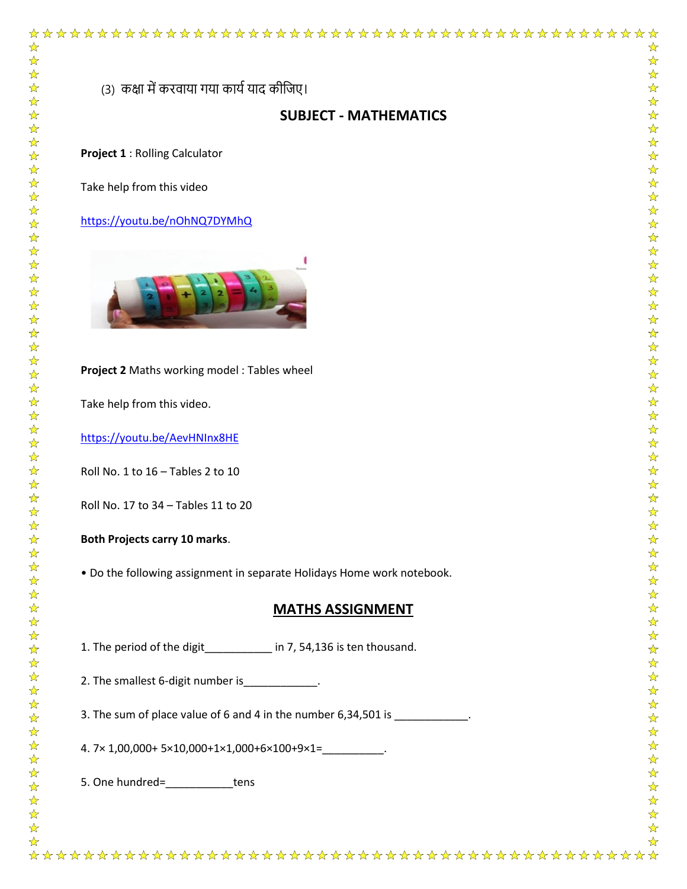(3) कक्षा में करवाया गया कार्य याद कीजिए।

## SUBJECT - MATHEMATICS

**Project 1** : Rolling Calculator

Take help from this video

https://youtu.be/nOhNQ7DYMhQ

**Project 2** Maths working model : Tables wheel

Take help from this video.

https://youtu.be/AevHNInx8HE

Roll No. 1 to 16 – Tables 2 to 10

Roll No. 17 to 34 – Tables 11 to 20

**Both Projects carry 10 marks**.

• Do the following assignment in separate Holidays Home work notebook.

## MATHS ASSIGNMENT

1. The period of the digit___________ in 7, 54,136 is ten thousand.

2. The smallest 6-digit number is____________.

3. The sum of place value of 6 and 4 in the number 6,34,501 is ____________.

4. 7× 1,00,000+ 5×10,000+1×1,000+6×100+9×1=__________.

5. One hundred=___________tens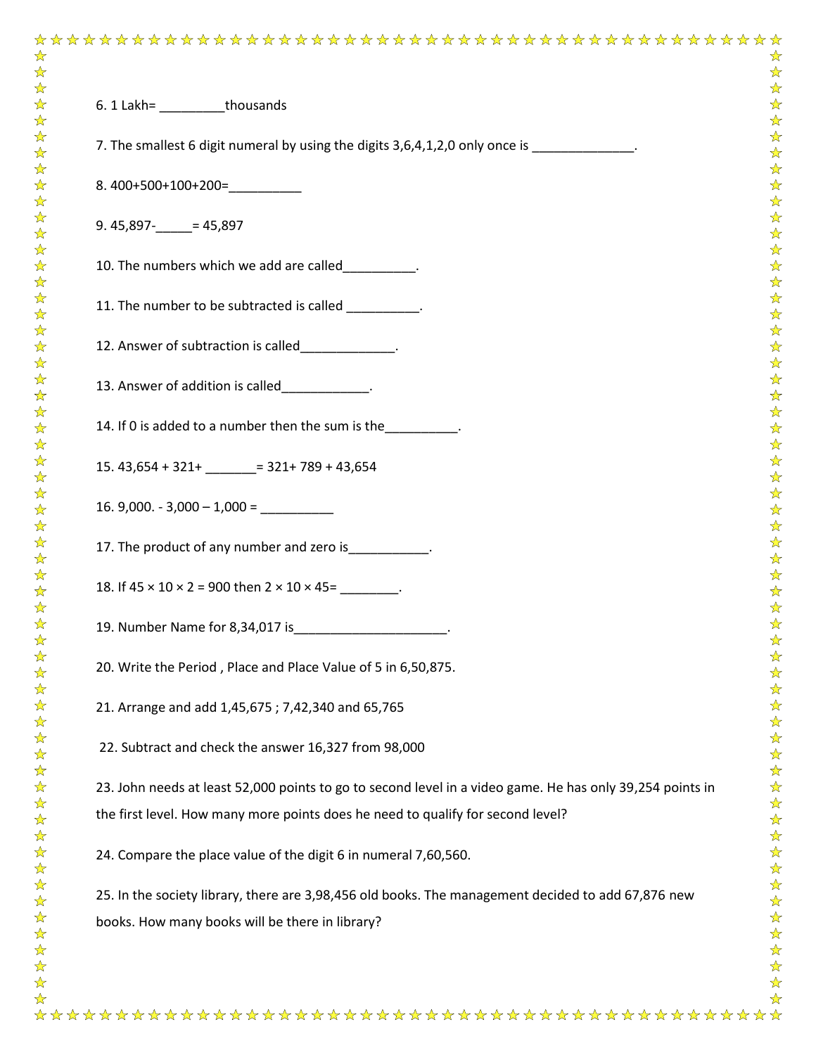6. 1 Lakh= _________thousands

7. The smallest 6 digit numeral by using the digits 3,6,4,1,2,0 only once is ______________.

8. 400+500+100+200=__________

9. 45,897-_____= 45,897

10. The numbers which we add are called__________.

11. The number to be subtracted is called __________.

12. Answer of subtraction is called_____________.

13. Answer of addition is called____________.

14. If 0 is added to a number then the sum is the__________.

15. 43,654 + 321+ _______= 321+ 789 + 43,654

16. 9,000. - 3,000 – 1,000 = __________

17. The product of any number and zero is___________.

18. If 45 × 10 × 2 = 900 then 2 × 10 × 45= ________.

19. Number Name for 8,34,017 is_____________________.

20. Write the Period , Place and Place Value of 5 in 6,50,875.

21. Arrange and add 1,45,675 ; 7,42,340 and 65,765

22. Subtract and check the answer 16,327 from 98,000

23. John needs at least 52,000 points to go to second level in a video game. He has only 39,254 points in the first level. How many more points does he need to qualify for second level?

24. Compare the place value of the digit 6 in numeral 7,60,560.

25. In the society library, there are 3,98,456 old books. The management decided to add 67,876 new books. How many books will be there in library?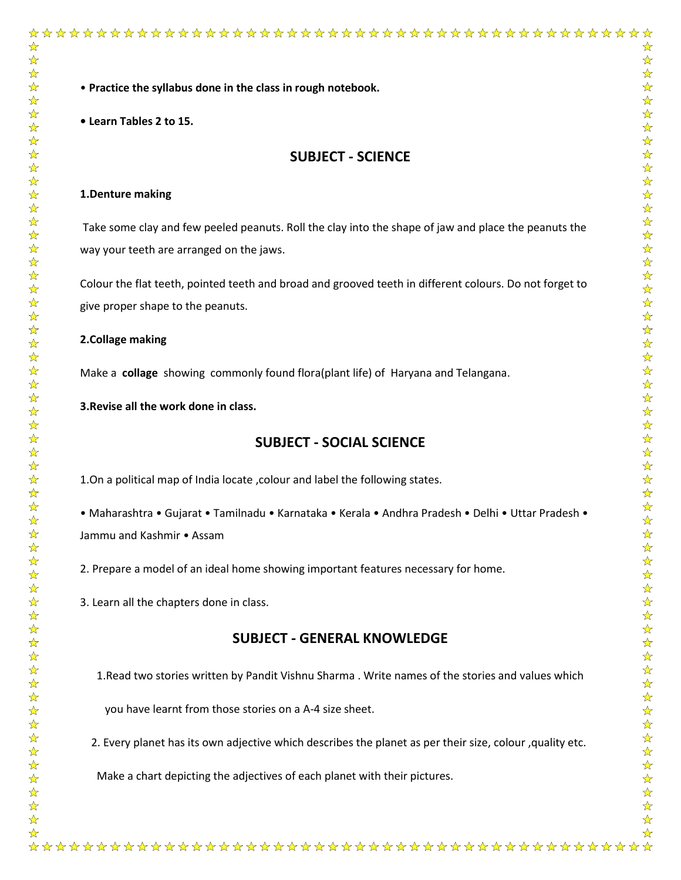- **Practice the syllabus done in the class in rough notebook.**
- **Learn Tables 2 to 15.**

## SUBJECT - SCIENCE

**1.Denture making**

Take some clay and few peeled peanuts. Roll the clay into the shape of jaw and place the peanuts the way your teeth are arranged on the jaws.

Colour the flat teeth, pointed teeth and broad and grooved teeth in different colours. Do not forget to give proper shape to the peanuts.

**2.Collage making**

Make a **collage** showing commonly found flora(plant life) of Haryana and Telangana.

**3.Revise all the work done in class.**

## SUBJECT - SOCIAL SCIENCE

1.On a political map of India locate ,colour and label the following states.

• Maharashtra • Gujarat • Tamilnadu • Karnataka • Kerala • Andhra Pradesh • Delhi • Uttar Pradesh • Jammu and Kashmir • Assam

2. Prepare a model of an ideal home showing important features necessary for home.

3. Learn all the chapters done in class.

## SUBJECT - GENERAL KNOWLEDGE

1.Read two stories written by Pandit Vishnu Sharma . Write names of the stories and values which you have learnt from those stories on a A-4 size sheet.

2. Every planet has its own adjective which describes the planet as per their size, colour ,quality etc. Make a chart depicting the adjectives of each planet with their pictures.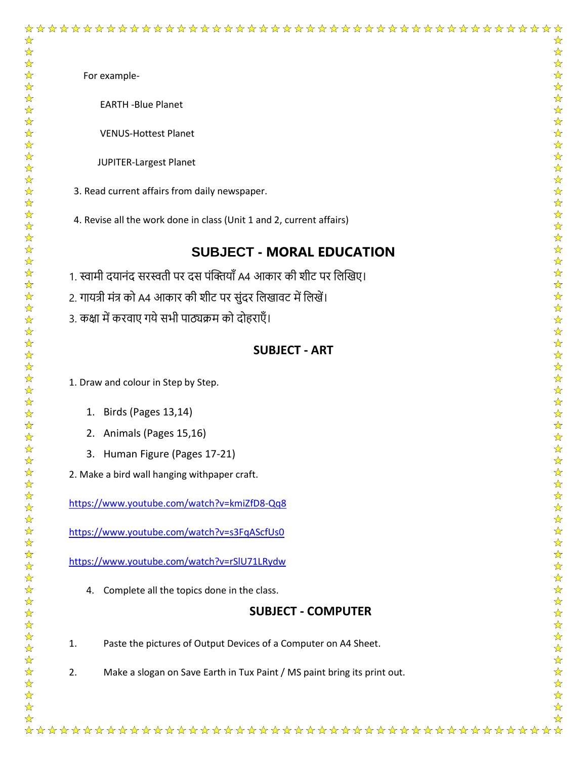For example-

EARTH -Blue Planet

VENUS-Hottest Planet

JUPITER-Largest Planet

3. Read current affairs from daily newspaper.

4. Revise all the work done in class (Unit 1 and 2, current affairs)

## SUBJECT - MORAL EDUCATION

1. स्वामी दयानंद सरस्वती पर दस पंक्तियाँ A4 आकार की शीट पर लिखिए।
2. गायत्री मंत्र को A4 आकार की शीट पर सुंदर लिखावट में लिखें।
3. कक्षा में करवाए गये सभी पाठ्यक्रम को दोहराएँ।

## SUBJECT - ART

1. Draw and colour in Step by Step.

   1. Birds (Pages 13,14)
   2. Animals (Pages 15,16)
   3. Human Figure (Pages 17-21)

2. Make a bird wall hanging withpaper craft.

https://www.youtube.com/watch?v=kmiZfD8-Qq8

https://www.youtube.com/watch?v=s3FqAScfUs0

https://www.youtube.com/watch?v=rSlU71LRydw

4. Complete all the topics done in the class.

## SUBJECT - COMPUTER

1. Paste the pictures of Output Devices of a Computer on A4 Sheet.

2. Make a slogan on Save Earth in Tux Paint / MS paint bring its print out.